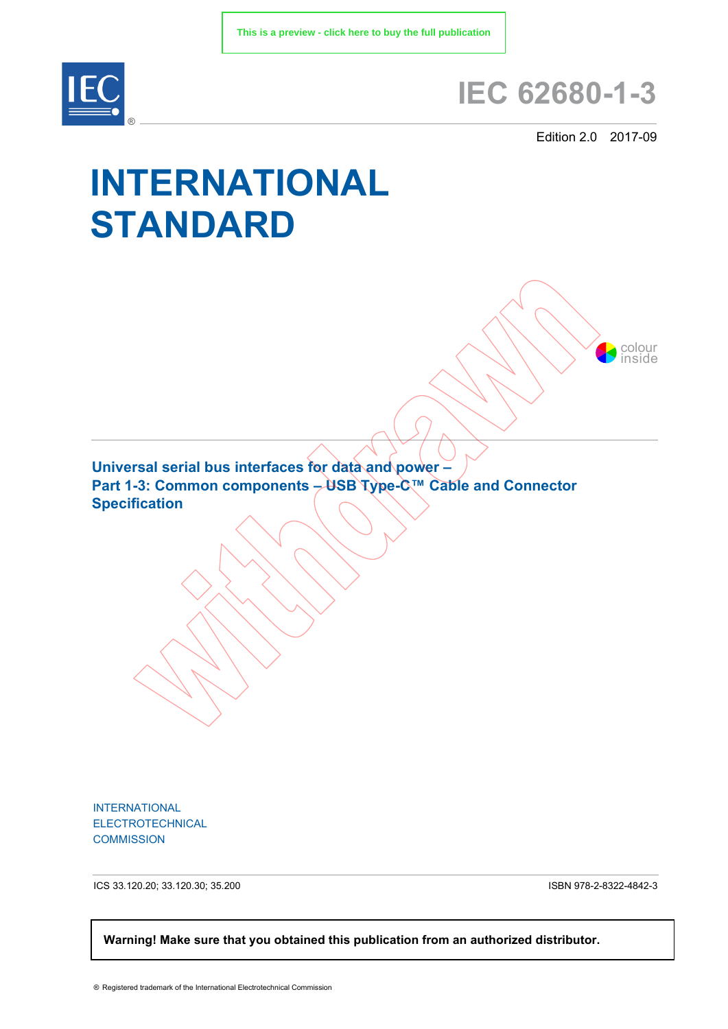This is a preview - click here to buy the full publication

# IEC 62680-1-3

Edition 2.0 2017-09

# INTERNATIONAL STANDARD

colour inside

withdrawn

**Universal serial bus interfaces for data and power –**
**Part 1-3: Common components – USB Type-C™ Cable and Connector Specification**

INTERNATIONAL ELECTROTECHNICAL COMMISSION

ICS 33.120.20; 33.120.30; 35.200

ISBN 978-2-8322-4842-3

**Warning! Make sure that you obtained this publication from an authorized distributor.**

® Registered trademark of the International Electrotechnical Commission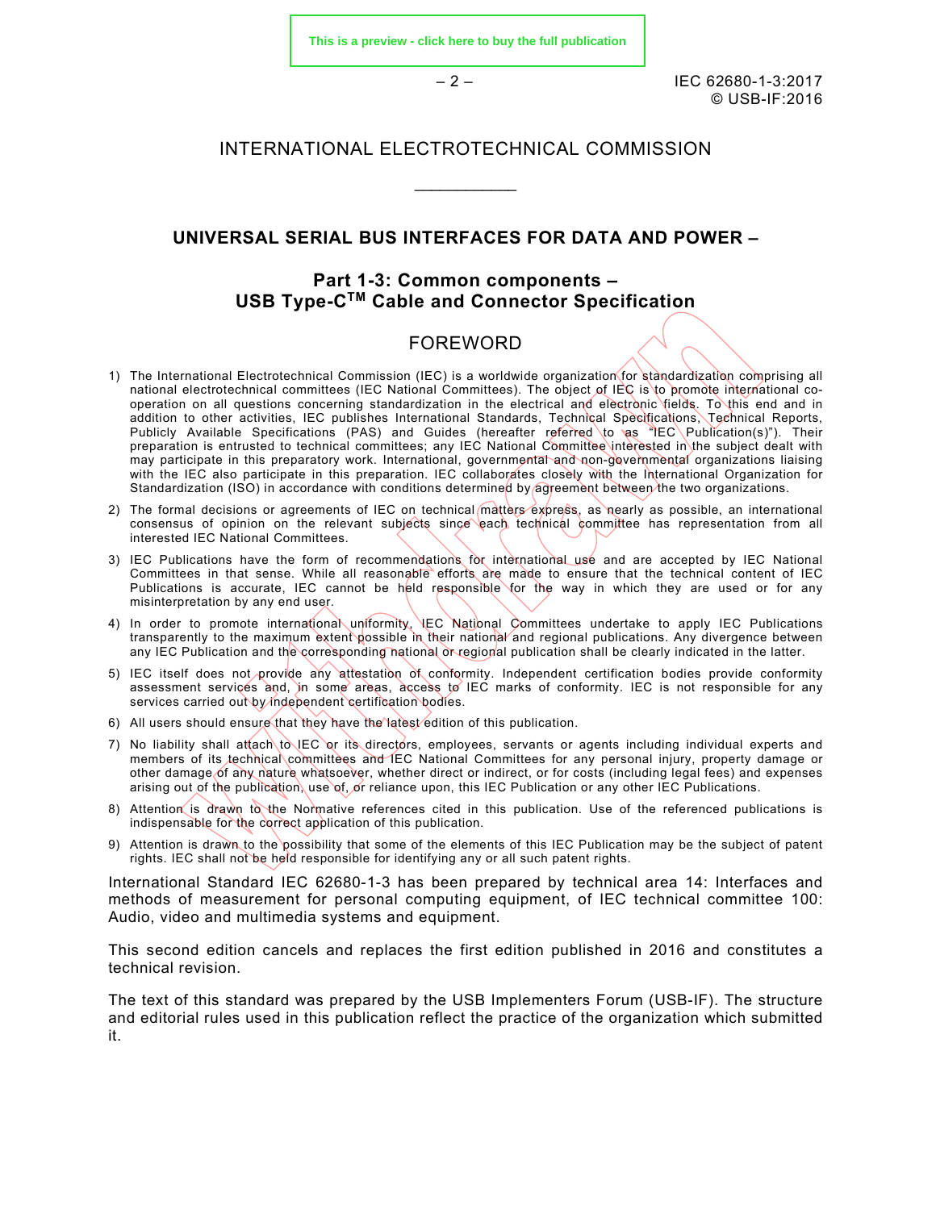INTERNATIONAL ELECTROTECHNICAL COMMISSION

\_\_\_\_\_\_\_\_\_\_\_\_

# UNIVERSAL SERIAL BUS INTERFACES FOR DATA AND POWER –

## Part 1-3: Common components – USB Type-C™ Cable and Connector Specification

## FOREWORD

1) The International Electrotechnical Commission (IEC) is a worldwide organization for standardization comprising all national electrotechnical committees (IEC National Committees). The object of IEC is to promote international co-operation on all questions concerning standardization in the electrical and electronic fields. To this end and in addition to other activities, IEC publishes International Standards, Technical Specifications, Technical Reports, Publicly Available Specifications (PAS) and Guides (hereafter referred to as "IEC Publication(s)"). Their preparation is entrusted to technical committees; any IEC National Committee interested in the subject dealt with may participate in this preparatory work. International, governmental and non-governmental organizations liaising with the IEC also participate in this preparation. IEC collaborates closely with the International Organization for Standardization (ISO) in accordance with conditions determined by agreement between the two organizations.
2) The formal decisions or agreements of IEC on technical matters express, as nearly as possible, an international consensus of opinion on the relevant subjects since each technical committee has representation from all interested IEC National Committees.
3) IEC Publications have the form of recommendations for international use and are accepted by IEC National Committees in that sense. While all reasonable efforts are made to ensure that the technical content of IEC Publications is accurate, IEC cannot be held responsible for the way in which they are used or for any misinterpretation by any end user.
4) In order to promote international uniformity, IEC National Committees undertake to apply IEC Publications transparently to the maximum extent possible in their national and regional publications. Any divergence between any IEC Publication and the corresponding national or regional publication shall be clearly indicated in the latter.
5) IEC itself does not provide any attestation of conformity. Independent certification bodies provide conformity assessment services and, in some areas, access to IEC marks of conformity. IEC is not responsible for any services carried out by independent certification bodies.
6) All users should ensure that they have the latest edition of this publication.
7) No liability shall attach to IEC or its directors, employees, servants or agents including individual experts and members of its technical committees and IEC National Committees for any personal injury, property damage or other damage of any nature whatsoever, whether direct or indirect, or for costs (including legal fees) and expenses arising out of the publication, use of, or reliance upon, this IEC Publication or any other IEC Publications.
8) Attention is drawn to the Normative references cited in this publication. Use of the referenced publications is indispensable for the correct application of this publication.
9) Attention is drawn to the possibility that some of the elements of this IEC Publication may be the subject of patent rights. IEC shall not be held responsible for identifying any or all such patent rights.

International Standard IEC 62680-1-3 has been prepared by technical area 14: Interfaces and methods of measurement for personal computing equipment, of IEC technical committee 100: Audio, video and multimedia systems and equipment.

This second edition cancels and replaces the first edition published in 2016 and constitutes a technical revision.

The text of this standard was prepared by the USB Implementers Forum (USB-IF). The structure and editorial rules used in this publication reflect the practice of the organization which submitted it.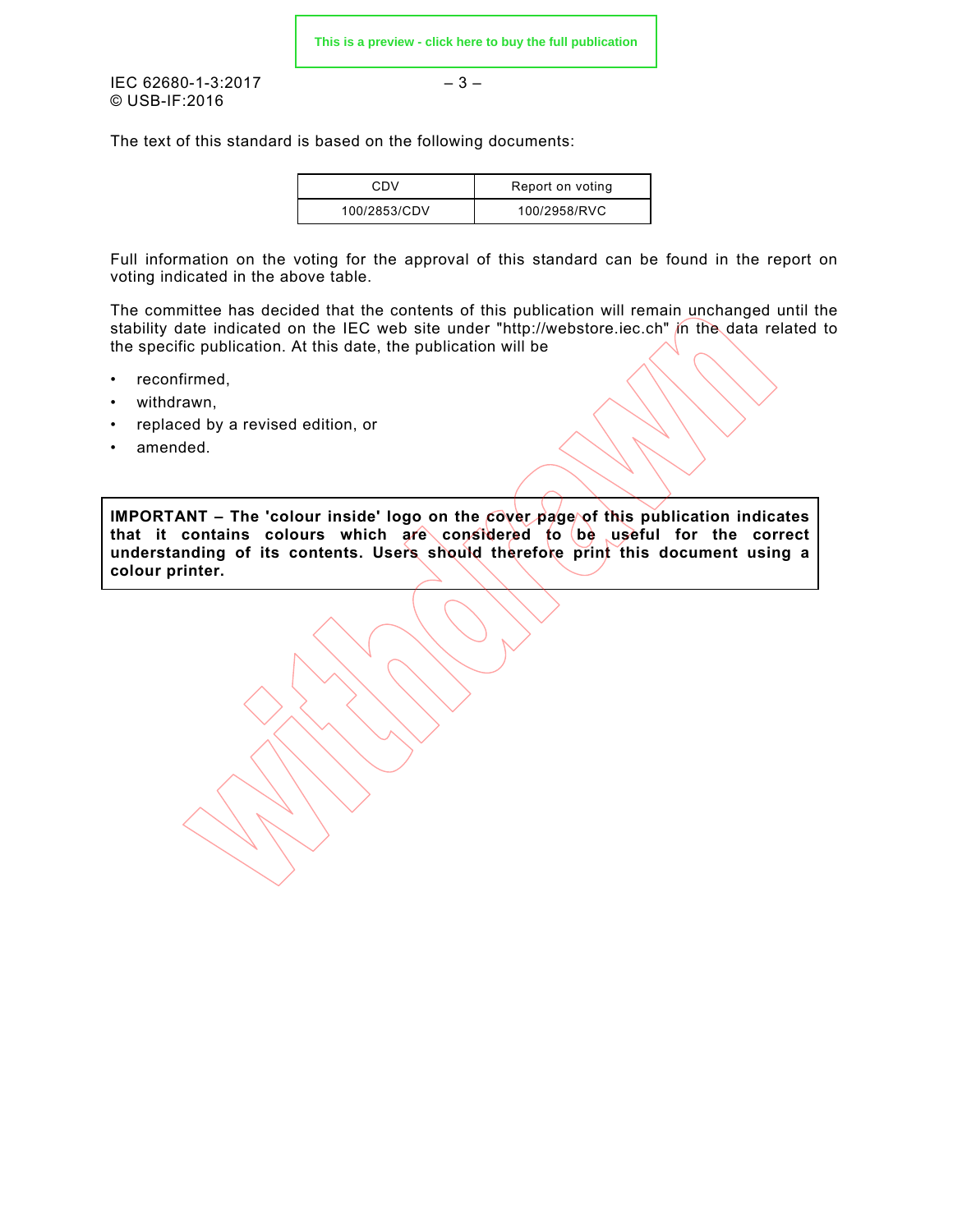The text of this standard is based on the following documents:

| CDV | Report on voting |
|---|---|
| 100/2853/CDV | 100/2958/RVC |

Full information on the voting for the approval of this standard can be found in the report on voting indicated in the above table.

The committee has decided that the contents of this publication will remain unchanged until the stability date indicated on the IEC web site under "http://webstore.iec.ch" in the data related to the specific publication. At this date, the publication will be

- reconfirmed,
- withdrawn,
- replaced by a revised edition, or
- amended.

**IMPORTANT – The 'colour inside' logo on the cover page of this publication indicates that it contains colours which are considered to be useful for the correct understanding of its contents. Users should therefore print this document using a colour printer.**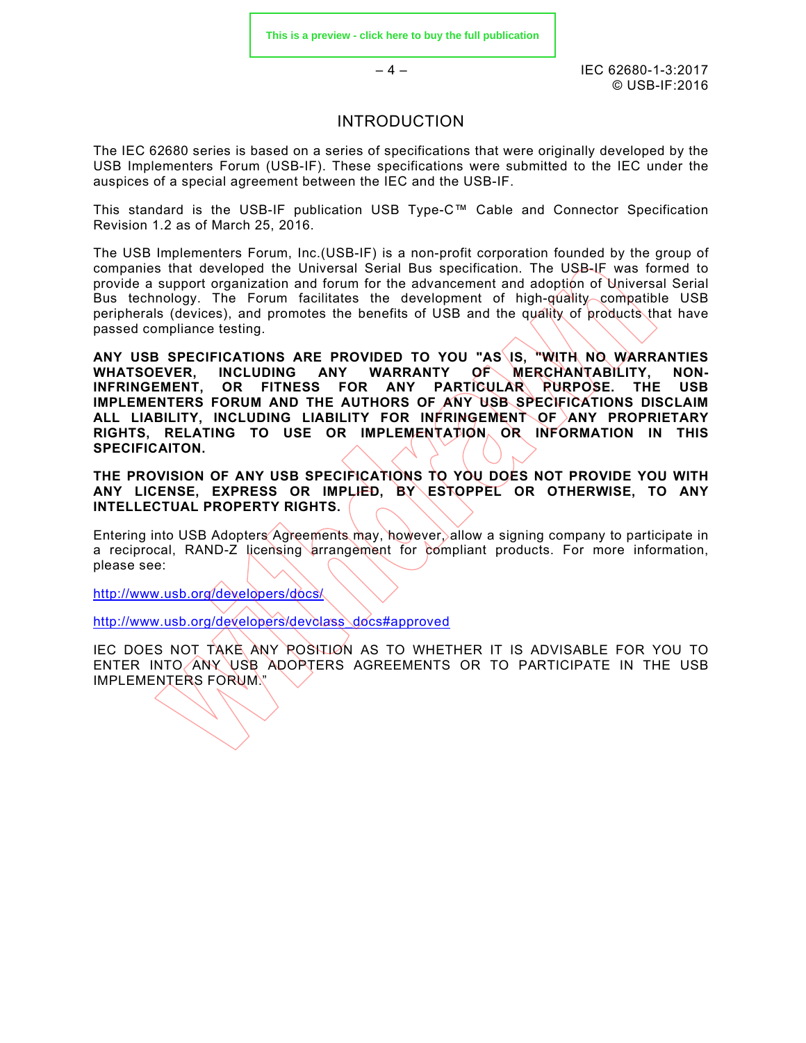# INTRODUCTION

The IEC 62680 series is based on a series of specifications that were originally developed by the USB Implementers Forum (USB-IF). These specifications were submitted to the IEC under the auspices of a special agreement between the IEC and the USB-IF.

This standard is the USB-IF publication USB Type-C™ Cable and Connector Specification Revision 1.2 as of March 25, 2016.

The USB Implementers Forum, Inc.(USB-IF) is a non-profit corporation founded by the group of companies that developed the Universal Serial Bus specification. The USB-IF was formed to provide a support organization and forum for the advancement and adoption of Universal Serial Bus technology. The Forum facilitates the development of high-quality compatible USB peripherals (devices), and promotes the benefits of USB and the quality of products that have passed compliance testing.

**ANY USB SPECIFICATIONS ARE PROVIDED TO YOU "AS IS, "WITH NO WARRANTIES WHATSOEVER, INCLUDING ANY WARRANTY OF MERCHANTABILITY, NON-INFRINGEMENT, OR FITNESS FOR ANY PARTICULAR PURPOSE. THE USB IMPLEMENTERS FORUM AND THE AUTHORS OF ANY USB SPECIFICATIONS DISCLAIM ALL LIABILITY, INCLUDING LIABILITY FOR INFRINGEMENT OF ANY PROPRIETARY RIGHTS, RELATING TO USE OR IMPLEMENTATION OR INFORMATION IN THIS SPECIFICAITON.**

**THE PROVISION OF ANY USB SPECIFICATIONS TO YOU DOES NOT PROVIDE YOU WITH ANY LICENSE, EXPRESS OR IMPLIED, BY ESTOPPEL OR OTHERWISE, TO ANY INTELLECTUAL PROPERTY RIGHTS.**

Entering into USB Adopters Agreements may, however, allow a signing company to participate in a reciprocal, RAND-Z licensing arrangement for compliant products. For more information, please see:

http://www.usb.org/developers/docs/

http://www.usb.org/developers/devclass_docs#approved

IEC DOES NOT TAKE ANY POSITION AS TO WHETHER IT IS ADVISABLE FOR YOU TO ENTER INTO ANY USB ADOPTERS AGREEMENTS OR TO PARTICIPATE IN THE USB IMPLEMENTERS FORUM."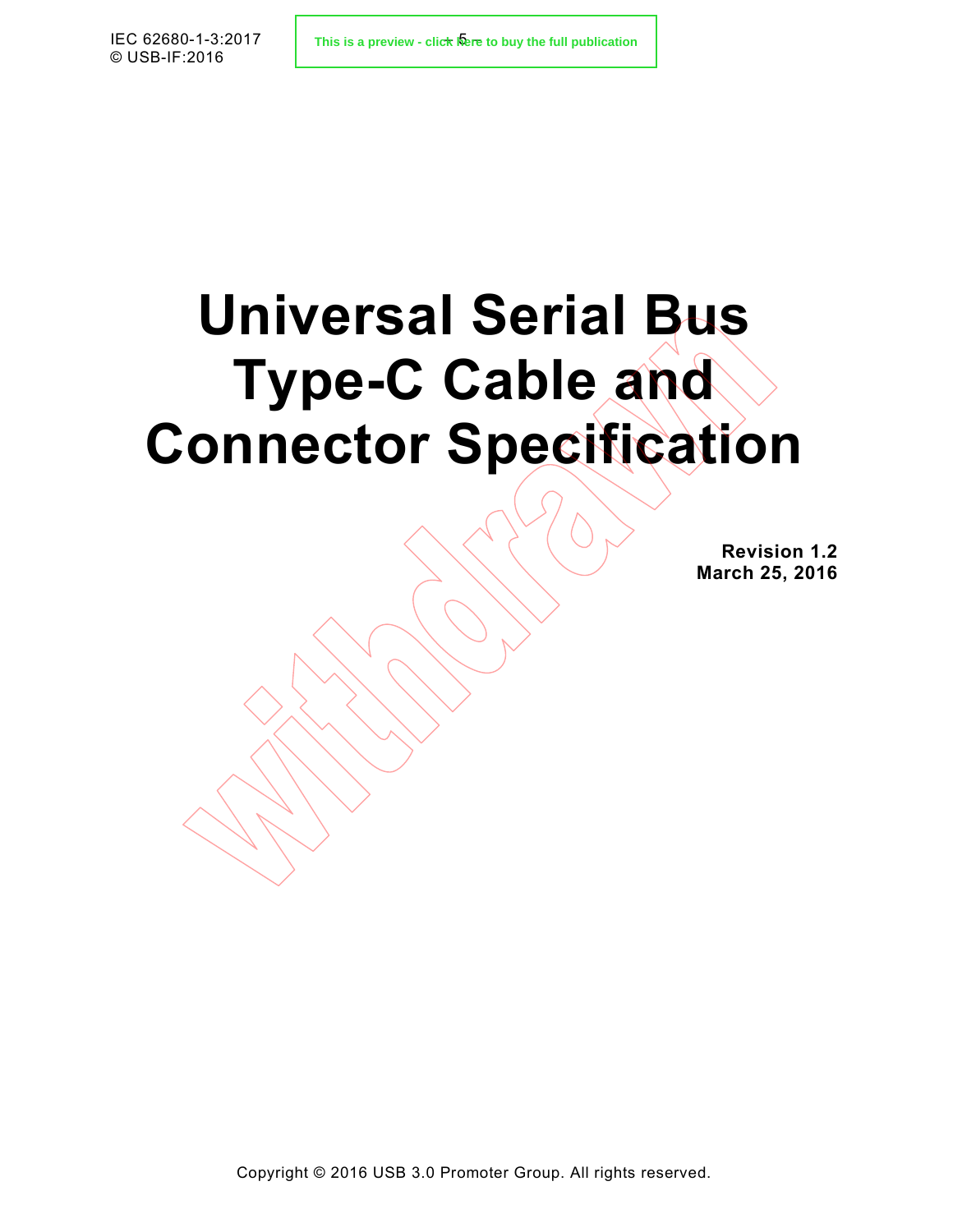# Universal Serial Bus Type-C Cable and Connector Specification

**Revision 1.2**
**March 25, 2016**

Copyright © 2016 USB 3.0 Promoter Group. All rights reserved.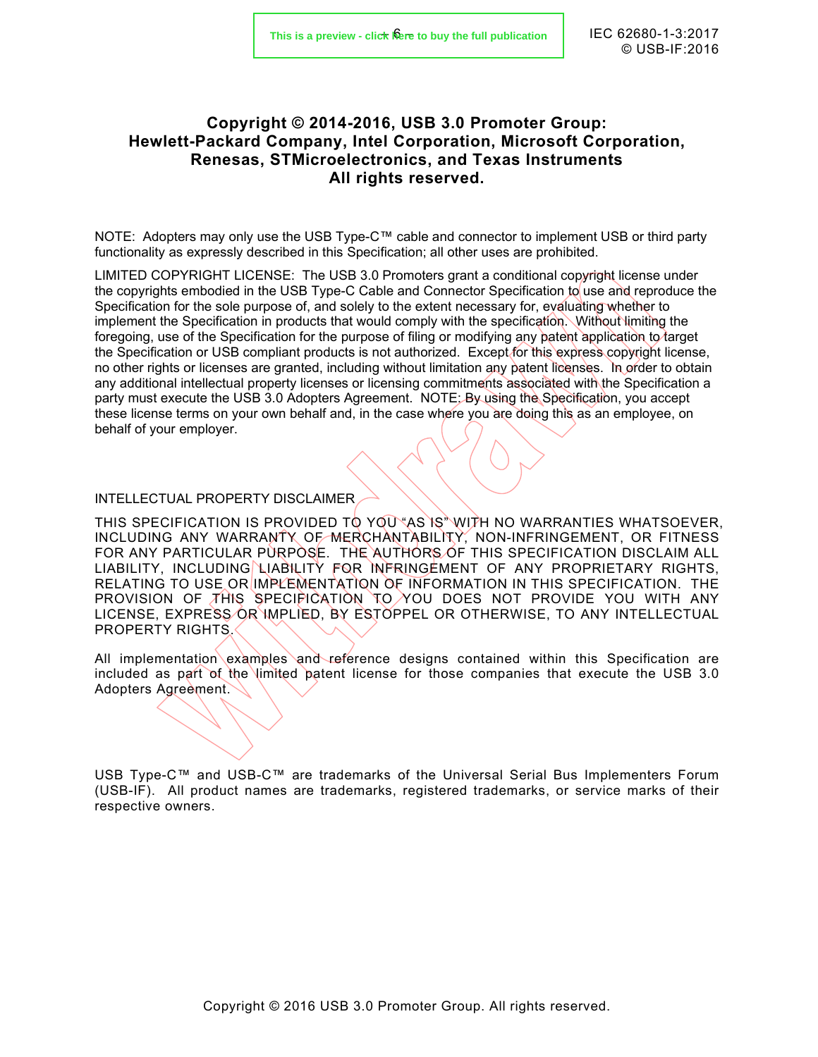**Copyright © 2014-2016, USB 3.0 Promoter Group: Hewlett-Packard Company, Intel Corporation, Microsoft Corporation, Renesas, STMicroelectronics, and Texas Instruments All rights reserved.**

NOTE: Adopters may only use the USB Type-C™ cable and connector to implement USB or third party functionality as expressly described in this Specification; all other uses are prohibited.

LIMITED COPYRIGHT LICENSE: The USB 3.0 Promoters grant a conditional copyright license under the copyrights embodied in the USB Type-C Cable and Connector Specification to use and reproduce the Specification for the sole purpose of, and solely to the extent necessary for, evaluating whether to implement the Specification in products that would comply with the specification. Without limiting the foregoing, use of the Specification for the purpose of filing or modifying any patent application to target the Specification or USB compliant products is not authorized. Except for this express copyright license, no other rights or licenses are granted, including without limitation any patent licenses. In order to obtain any additional intellectual property licenses or licensing commitments associated with the Specification a party must execute the USB 3.0 Adopters Agreement. NOTE: By using the Specification, you accept these license terms on your own behalf and, in the case where you are doing this as an employee, on behalf of your employer.

INTELLECTUAL PROPERTY DISCLAIMER

THIS SPECIFICATION IS PROVIDED TO YOU "AS IS" WITH NO WARRANTIES WHATSOEVER, INCLUDING ANY WARRANTY OF MERCHANTABILITY, NON-INFRINGEMENT, OR FITNESS FOR ANY PARTICULAR PURPOSE. THE AUTHORS OF THIS SPECIFICATION DISCLAIM ALL LIABILITY, INCLUDING LIABILITY FOR INFRINGEMENT OF ANY PROPRIETARY RIGHTS, RELATING TO USE OR IMPLEMENTATION OF INFORMATION IN THIS SPECIFICATION. THE PROVISION OF THIS SPECIFICATION TO YOU DOES NOT PROVIDE YOU WITH ANY LICENSE, EXPRESS OR IMPLIED, BY ESTOPPEL OR OTHERWISE, TO ANY INTELLECTUAL PROPERTY RIGHTS.

All implementation examples and reference designs contained within this Specification are included as part of the limited patent license for those companies that execute the USB 3.0 Adopters Agreement.

USB Type-C™ and USB-C™ are trademarks of the Universal Serial Bus Implementers Forum (USB-IF). All product names are trademarks, registered trademarks, or service marks of their respective owners.

Copyright © 2016 USB 3.0 Promoter Group. All rights reserved.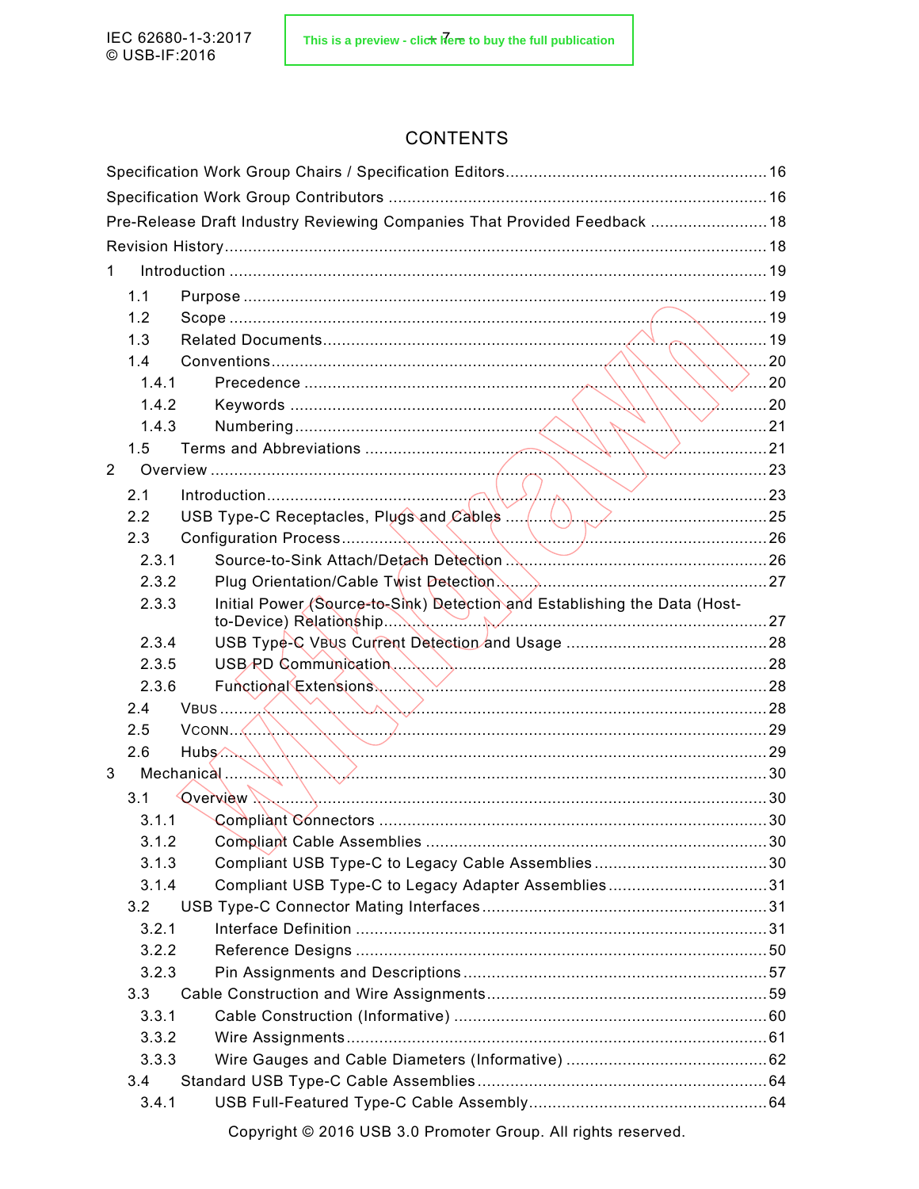# CONTENTS

Specification Work Group Chairs / Specification Editors ........................................................ 16
Specification Work Group Contributors ..................................................................................... 16
Pre-Release Draft Industry Reviewing Companies That Provided Feedback ......................... 18
Revision History ........................................................................................................................ 18
1 Introduction ............................................................................................................................ 19
 1.1 Purpose .............................................................................................................................. 19
 1.2 Scope ................................................................................................................................. 19
 1.3 Related Documents ............................................................................................................ 19
 1.4 Conventions ........................................................................................................................ 20
  1.4.1 Precedence .................................................................................................................... 20
  1.4.2 Keywords ....................................................................................................................... 20
  1.4.3 Numbering ...................................................................................................................... 21
 1.5 Terms and Abbreviations .................................................................................................... 21
2 Overview .................................................................................................................................. 23
 2.1 Introduction ......................................................................................................................... 23
 2.2 USB Type-C Receptacles, Plugs and Cables ..................................................................... 25
 2.3 Configuration Process ......................................................................................................... 26
  2.3.1 Source-to-Sink Attach/Detach Detection ....................................................................... 26
  2.3.2 Plug Orientation/Cable Twist Detection ......................................................................... 27
  2.3.3 Initial Power (Source-to-Sink) Detection and Establishing the Data (Host-to-Device) Relationship ................................................................................................................ 27
  2.3.4 USB Type-C VBUS Current Detection and Usage .......................................................... 28
  2.3.5 USB PD Communication ................................................................................................ 28
  2.3.6 Functional Extensions .................................................................................................... 28
 2.4 VBUS ................................................................................................................................... 28
 2.5 VCONN ................................................................................................................................ 29
 2.6 Hubs .................................................................................................................................... 29
3 Mechanical ............................................................................................................................... 30
 3.1 Overview .............................................................................................................................. 30
  3.1.1 Compliant Connectors .................................................................................................... 30
  3.1.2 Compliant Cable Assemblies ......................................................................................... 30
  3.1.3 Compliant USB Type-C to Legacy Cable Assemblies .................................................... 30
  3.1.4 Compliant USB Type-C to Legacy Adapter Assemblies ................................................. 31
 3.2 USB Type-C Connector Mating Interfaces .......................................................................... 31
  3.2.1 Interface Definition ......................................................................................................... 31
  3.2.2 Reference Designs ......................................................................................................... 50
  3.2.3 Pin Assignments and Descriptions ................................................................................. 57
 3.3 Cable Construction and Wire Assignments ......................................................................... 59
  3.3.1 Cable Construction (Informative) ................................................................................... 60
  3.3.2 Wire Assignments ........................................................................................................... 61
  3.3.3 Wire Gauges and Cable Diameters (Informative) .......................................................... 62
 3.4 Standard USB Type-C Cable Assemblies ........................................................................... 64
  3.4.1 USB Full-Featured Type-C Cable Assembly .................................................................. 64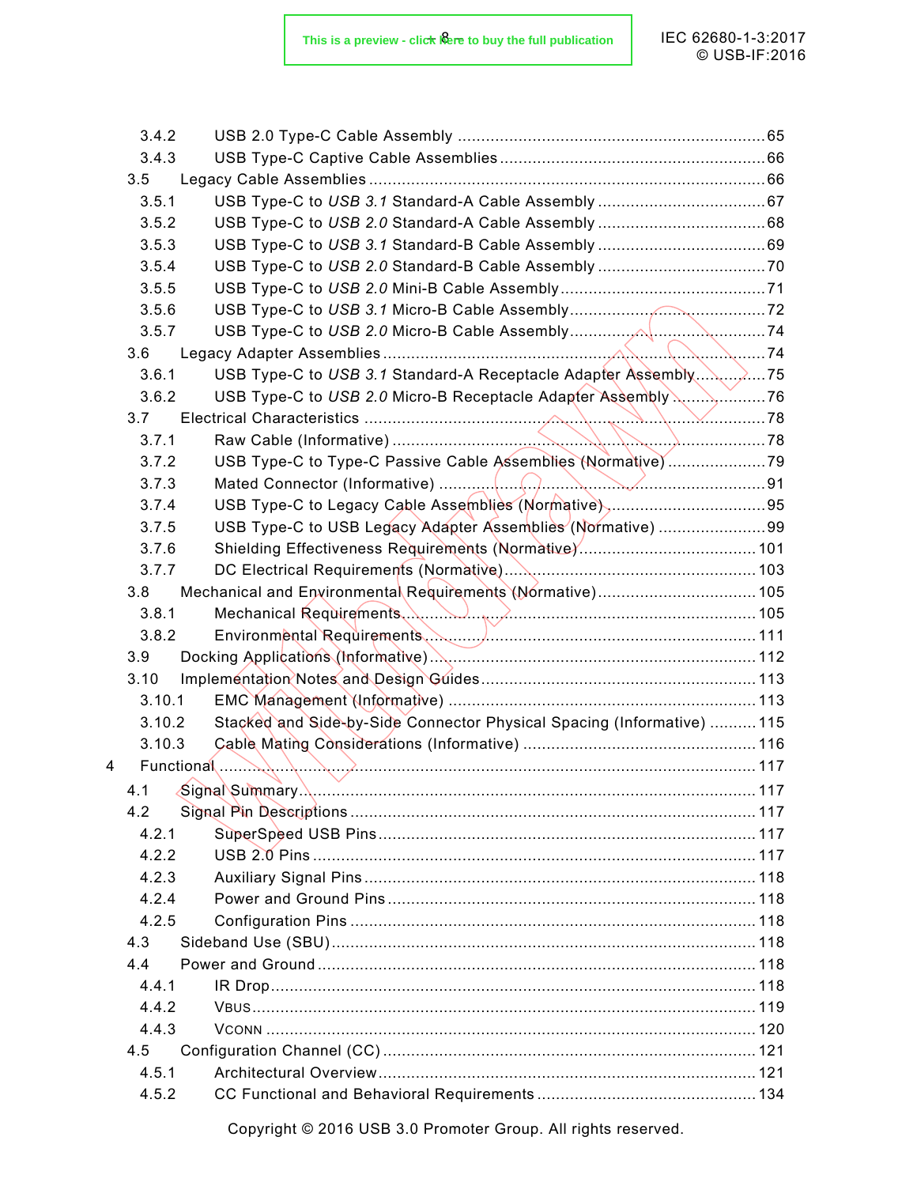3.4.2 USB 2.0 Type-C Cable Assembly ........ 65
3.4.3 USB Type-C Captive Cable Assemblies ........ 66
3.5 Legacy Cable Assemblies ........ 66
3.5.1 USB Type-C to *USB 3.1* Standard-A Cable Assembly ........ 67
3.5.2 USB Type-C to *USB 2.0* Standard-A Cable Assembly ........ 68
3.5.3 USB Type-C to *USB 3.1* Standard-B Cable Assembly ........ 69
3.5.4 USB Type-C to *USB 2.0* Standard-B Cable Assembly ........ 70
3.5.5 USB Type-C to *USB 2.0* Mini-B Cable Assembly ........ 71
3.5.6 USB Type-C to *USB 3.1* Micro-B Cable Assembly ........ 72
3.5.7 USB Type-C to *USB 2.0* Micro-B Cable Assembly ........ 74
3.6 Legacy Adapter Assemblies ........ 74
3.6.1 USB Type-C to *USB 3.1* Standard-A Receptacle Adapter Assembly ........ 75
3.6.2 USB Type-C to *USB 2.0* Micro-B Receptacle Adapter Assembly ........ 76
3.7 Electrical Characteristics ........ 78
3.7.1 Raw Cable (Informative) ........ 78
3.7.2 USB Type-C to Type-C Passive Cable Assemblies (Normative) ........ 79
3.7.3 Mated Connector (Informative) ........ 91
3.7.4 USB Type-C to Legacy Cable Assemblies (Normative) ........ 95
3.7.5 USB Type-C to USB Legacy Adapter Assemblies (Normative) ........ 99
3.7.6 Shielding Effectiveness Requirements (Normative) ........ 101
3.7.7 DC Electrical Requirements (Normative) ........ 103
3.8 Mechanical and Environmental Requirements (Normative) ........ 105
3.8.1 Mechanical Requirements ........ 105
3.8.2 Environmental Requirements ........ 111
3.9 Docking Applications (Informative) ........ 112
3.10 Implementation Notes and Design Guides ........ 113
3.10.1 EMC Management (Informative) ........ 113
3.10.2 Stacked and Side-by-Side Connector Physical Spacing (Informative) ........ 115
3.10.3 Cable Mating Considerations (Informative) ........ 116
4 Functional ........ 117
4.1 Signal Summary ........ 117
4.2 Signal Pin Descriptions ........ 117
4.2.1 SuperSpeed USB Pins ........ 117
4.2.2 USB 2.0 Pins ........ 117
4.2.3 Auxiliary Signal Pins ........ 118
4.2.4 Power and Ground Pins ........ 118
4.2.5 Configuration Pins ........ 118
4.3 Sideband Use (SBU) ........ 118
4.4 Power and Ground ........ 118
4.4.1 IR Drop ........ 118
4.4.2 VBUS ........ 119
4.4.3 VCONN ........ 120
4.5 Configuration Channel (CC) ........ 121
4.5.1 Architectural Overview ........ 121
4.5.2 CC Functional and Behavioral Requirements ........ 134

Copyright © 2016 USB 3.0 Promoter Group. All rights reserved.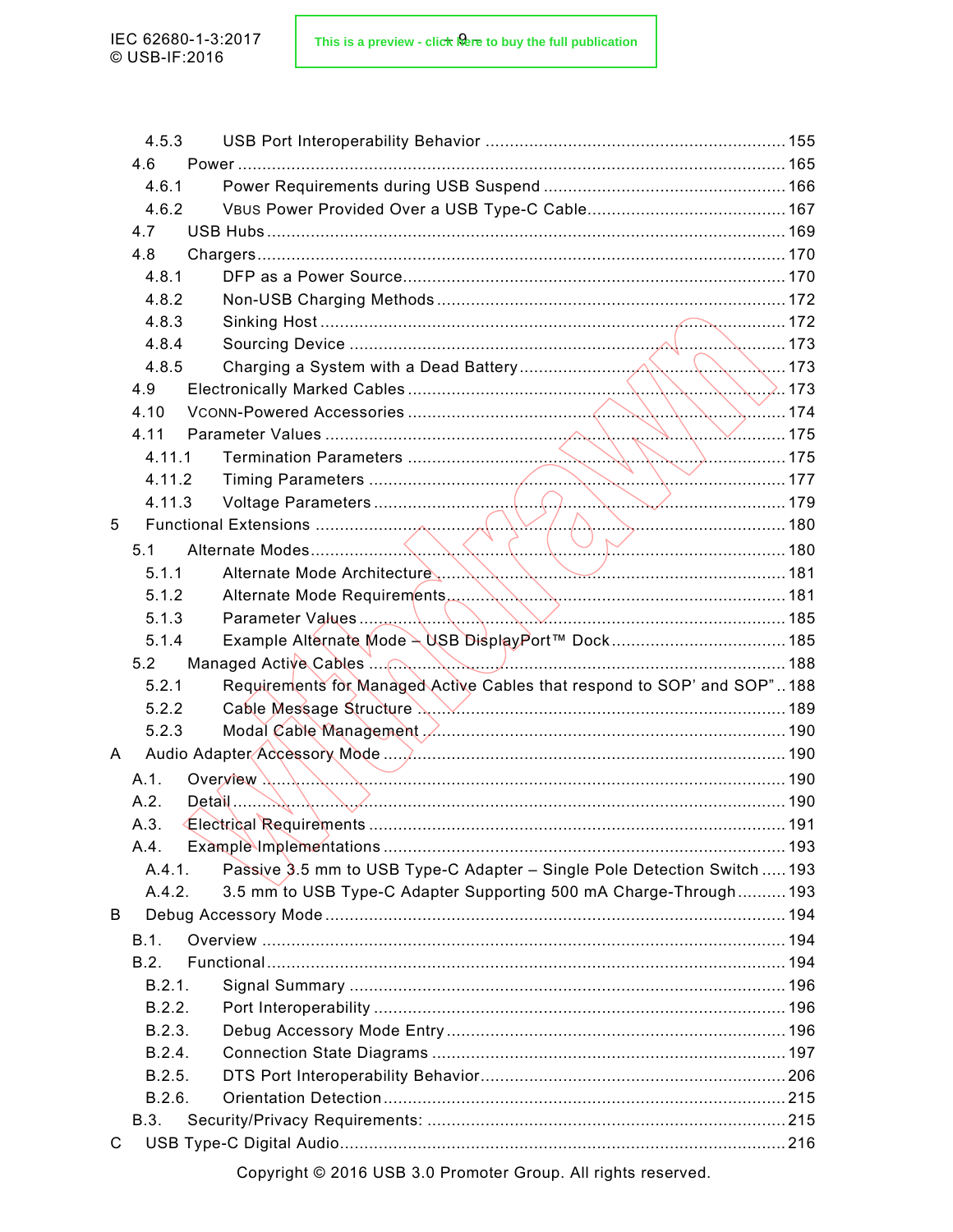4.5.3 USB Port Interoperability Behavior ............................................................ 155

4.6 Power ................................................................................................................ 165

4.6.1 Power Requirements during USB Suspend ................................................. 166

4.6.2 VBUS Power Provided Over a USB Type-C Cable ........................................ 167

4.7 USB Hubs ........................................................................................................ 169

4.8 Chargers .......................................................................................................... 170

4.8.1 DFP as a Power Source ............................................................................. 170

4.8.2 Non-USB Charging Methods ...................................................................... 172

4.8.3 Sinking Host .............................................................................................. 172

4.8.4 Sourcing Device ........................................................................................ 173

4.8.5 Charging a System with a Dead Battery ..................................................... 173

4.9 Electronically Marked Cables ............................................................................ 173

4.10 VCONN-Powered Accessories ............................................................................ 174

4.11 Parameter Values ............................................................................................. 175

4.11.1 Termination Parameters ............................................................................ 175

4.11.2 Timing Parameters .................................................................................... 177

4.11.3 Voltage Parameters ................................................................................... 179

5 Functional Extensions ............................................................................................ 180

5.1 Alternate Modes ................................................................................................ 180

5.1.1 Alternate Mode Architecture ...................................................................... 181

5.1.2 Alternate Mode Requirements .................................................................... 181

5.1.3 Parameter Values ..................................................................................... 185

5.1.4 Example Alternate Mode – USB DisplayPort™ Dock ................................... 185

5.2 Managed Active Cables .................................................................................... 188

5.2.1 Requirements for Managed Active Cables that respond to SOP' and SOP" .. 188

5.2.2 Cable Message Structure ........................................................................... 189

5.2.3 Modal Cable Management .......................................................................... 190

A Audio Adapter Accessory Mode ............................................................................... 190

A.1. Overview .......................................................................................................... 190

A.2. Detail ............................................................................................................... 190

A.3. Electrical Requirements .................................................................................... 191

A.4. Example Implementations .................................................................................. 193

A.4.1. Passive 3.5 mm to USB Type-C Adapter – Single Pole Detection Switch ..... 193

A.4.2. 3.5 mm to USB Type-C Adapter Supporting 500 mA Charge-Through .......... 193

B Debug Accessory Mode ............................................................................................ 194

B.1. Overview .......................................................................................................... 194

B.2. Functional ........................................................................................................ 194

B.2.1. Signal Summary ........................................................................................ 196

B.2.2. Port Interoperability .................................................................................. 196

B.2.3. Debug Accessory Mode Entry ..................................................................... 196

B.2.4. Connection State Diagrams ........................................................................ 197

B.2.5. DTS Port Interoperability Behavior ............................................................. 206

B.2.6. Orientation Detection ................................................................................ 215

B.3. Security/Privacy Requirements: ........................................................................ 215

C USB Type-C Digital Audio ......................................................................................... 216

Copyright © 2016 USB 3.0 Promoter Group. All rights reserved.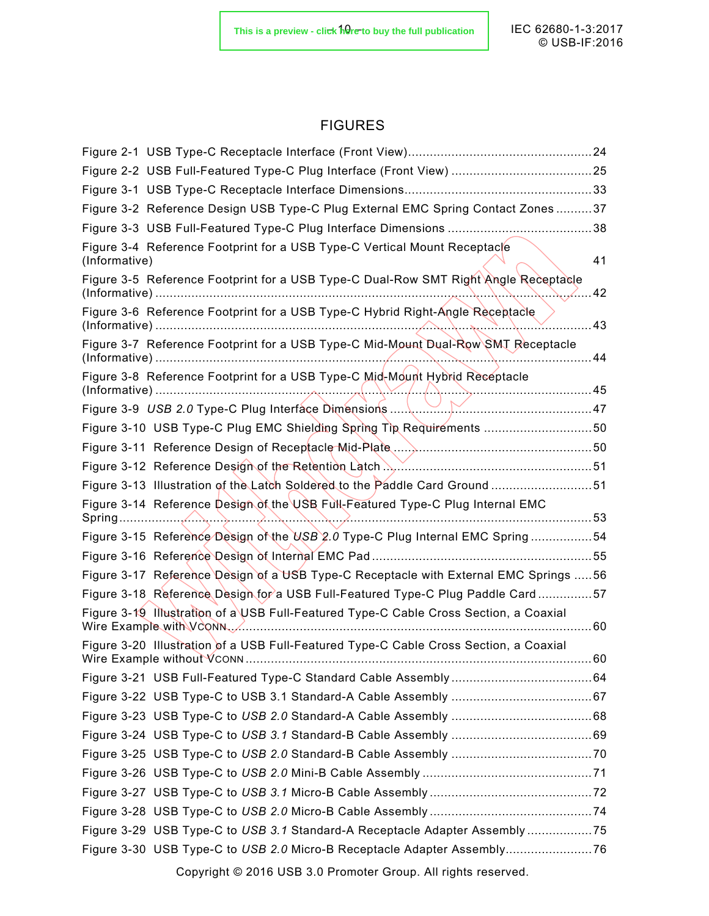# FIGURES

Figure 2-1 USB Type-C Receptacle Interface (Front View) .................................................. 24
Figure 2-2 USB Full-Featured Type-C Plug Interface (Front View) ....................................... 25
Figure 3-1 USB Type-C Receptacle Interface Dimensions .................................................. 33
Figure 3-2 Reference Design USB Type-C Plug External EMC Spring Contact Zones .......... 37
Figure 3-3 USB Full-Featured Type-C Plug Interface Dimensions ........................................ 38
Figure 3-4 Reference Footprint for a USB Type-C Vertical Mount Receptacle (Informative) 41
Figure 3-5 Reference Footprint for a USB Type-C Dual-Row SMT Right Angle Receptacle (Informative) ........................................................................................................ 42
Figure 3-6 Reference Footprint for a USB Type-C Hybrid Right-Angle Receptacle (Informative) ........................................................................................................ 43
Figure 3-7 Reference Footprint for a USB Type-C Mid-Mount Dual-Row SMT Receptacle (Informative) ........................................................................................................ 44
Figure 3-8 Reference Footprint for a USB Type-C Mid-Mount Hybrid Receptacle (Informative) ........................................................................................................ 45
Figure 3-9 *USB 2.0* Type-C Plug Interface Dimensions ....................................................... 47
Figure 3-10 USB Type-C Plug EMC Shielding Spring Tip Requirements .............................. 50
Figure 3-11 Reference Design of Receptacle Mid-Plate ....................................................... 50
Figure 3-12 Reference Design of the Retention Latch .......................................................... 51
Figure 3-13 Illustration of the Latch Soldered to the Paddle Card Ground ............................ 51
Figure 3-14 Reference Design of the USB Full-Featured Type-C Plug Internal EMC Spring ........................................................................................................ 53
Figure 3-15 Reference Design of the *USB 2.0* Type-C Plug Internal EMC Spring ................. 54
Figure 3-16 Reference Design of Internal EMC Pad ............................................................. 55
Figure 3-17 Reference Design of a USB Type-C Receptacle with External EMC Springs ..... 56
Figure 3-18 Reference Design for a USB Full-Featured Type-C Plug Paddle Card ............... 57
Figure 3-19 Illustration of a USB Full-Featured Type-C Cable Cross Section, a Coaxial Wire Example with VCONN ........................................................................................................ 60
Figure 3-20 Illustration of a USB Full-Featured Type-C Cable Cross Section, a Coaxial Wire Example without VCONN ........................................................................................................ 60
Figure 3-21 USB Full-Featured Type-C Standard Cable Assembly ....................................... 64
Figure 3-22 USB Type-C to USB 3.1 Standard-A Cable Assembly ....................................... 67
Figure 3-23 USB Type-C to *USB 2.0* Standard-A Cable Assembly ....................................... 68
Figure 3-24 USB Type-C to *USB 3.1* Standard-B Cable Assembly ....................................... 69
Figure 3-25 USB Type-C to *USB 2.0* Standard-B Cable Assembly ....................................... 70
Figure 3-26 USB Type-C to *USB 2.0* Mini-B Cable Assembly ............................................... 71
Figure 3-27 USB Type-C to *USB 3.1* Micro-B Cable Assembly ............................................. 72
Figure 3-28 USB Type-C to *USB 2.0* Micro-B Cable Assembly ............................................. 74
Figure 3-29 USB Type-C to *USB 3.1* Standard-A Receptacle Adapter Assembly .................. 75
Figure 3-30 USB Type-C to *USB 2.0* Micro-B Receptacle Adapter Assembly ........................ 76

Copyright © 2016 USB 3.0 Promoter Group. All rights reserved.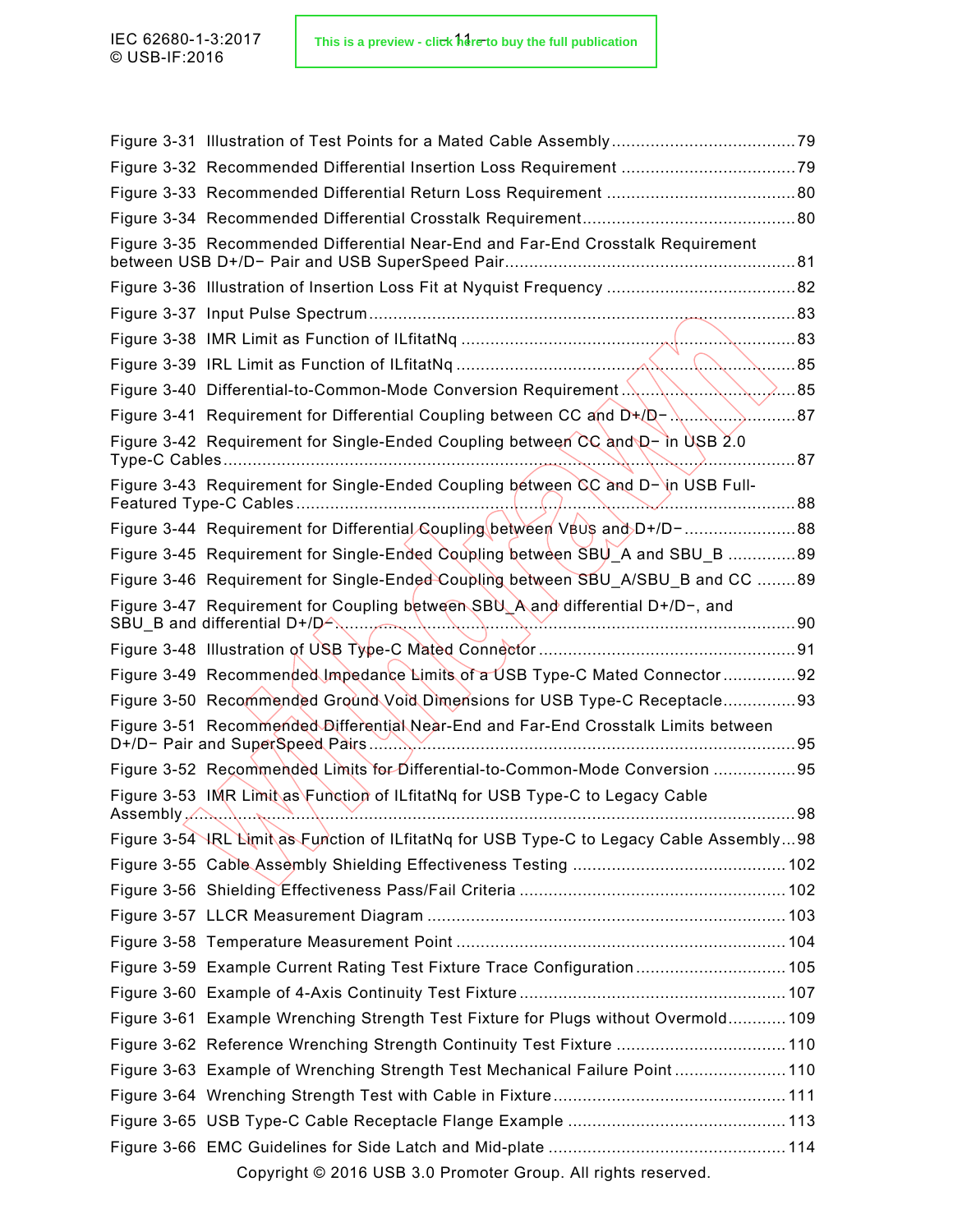Figure 3-31 Illustration of Test Points for a Mated Cable Assembly ..................................... 79
Figure 3-32 Recommended Differential Insertion Loss Requirement ................................... 79
Figure 3-33 Recommended Differential Return Loss Requirement ...................................... 80
Figure 3-34 Recommended Differential Crosstalk Requirement........................................... 80
Figure 3-35 Recommended Differential Near-End and Far-End Crosstalk Requirement between USB D+/D− Pair and USB SuperSpeed Pair........................................................... 81
Figure 3-36 Illustration of Insertion Loss Fit at Nyquist Frequency ...................................... 82
Figure 3-37 Input Pulse Spectrum ....................................................................................... 83
Figure 3-38 IMR Limit as Function of ILfitatNq .................................................................... 83
Figure 3-39 IRL Limit as Function of ILfitatNq ..................................................................... 85
Figure 3-40 Differential-to-Common-Mode Conversion Requirement ................................... 85
Figure 3-41 Requirement for Differential Coupling between CC and D+/D− ......................... 87
Figure 3-42 Requirement for Single-Ended Coupling between CC and D− in USB 2.0 Type-C Cables ..................................................................................................................... 87
Figure 3-43 Requirement for Single-Ended Coupling between CC and D− in USB Full-Featured Type-C Cables ....................................................................................................... 88
Figure 3-44 Requirement for Differential Coupling between VBUS and D+/D− ...................... 88
Figure 3-45 Requirement for Single-Ended Coupling between SBU_A and SBU_B .............. 89
Figure 3-46 Requirement for Single-Ended Coupling between SBU_A/SBU_B and CC ........ 89
Figure 3-47 Requirement for Coupling between SBU_A and differential D+/D−, and SBU_B and differential D+/D− .............................................................................................. 90
Figure 3-48 Illustration of USB Type-C Mated Connector .................................................... 91
Figure 3-49 Recommended Impedance Limits of a USB Type-C Mated Connector ............... 92
Figure 3-50 Recommended Ground Void Dimensions for USB Type-C Receptacle............... 93
Figure 3-51 Recommended Differential Near-End and Far-End Crosstalk Limits between D+/D− Pair and SuperSpeed Pairs ....................................................................................... 95
Figure 3-52 Recommended Limits for Differential-to-Common-Mode Conversion ................. 95
Figure 3-53 IMR Limit as Function of ILfitatNq for USB Type-C to Legacy Cable Assembly ............................................................................................................................ 98
Figure 3-54 IRL Limit as Function of ILfitatNq for USB Type-C to Legacy Cable Assembly... 98
Figure 3-55 Cable Assembly Shielding Effectiveness Testing ............................................ 102
Figure 3-56 Shielding Effectiveness Pass/Fail Criteria ...................................................... 102
Figure 3-57 LLCR Measurement Diagram ......................................................................... 103
Figure 3-58 Temperature Measurement Point ................................................................... 104
Figure 3-59 Example Current Rating Test Fixture Trace Configuration............................... 105
Figure 3-60 Example of 4-Axis Continuity Test Fixture ...................................................... 107
Figure 3-61 Example Wrenching Strength Test Fixture for Plugs without Overmold............ 109
Figure 3-62 Reference Wrenching Strength Continuity Test Fixture .................................. 110
Figure 3-63 Example of Wrenching Strength Test Mechanical Failure Point ....................... 110
Figure 3-64 Wrenching Strength Test with Cable in Fixture ................................................ 111
Figure 3-65 USB Type-C Cable Receptacle Flange Example ............................................ 113
Figure 3-66 EMC Guidelines for Side Latch and Mid-plate ................................................ 114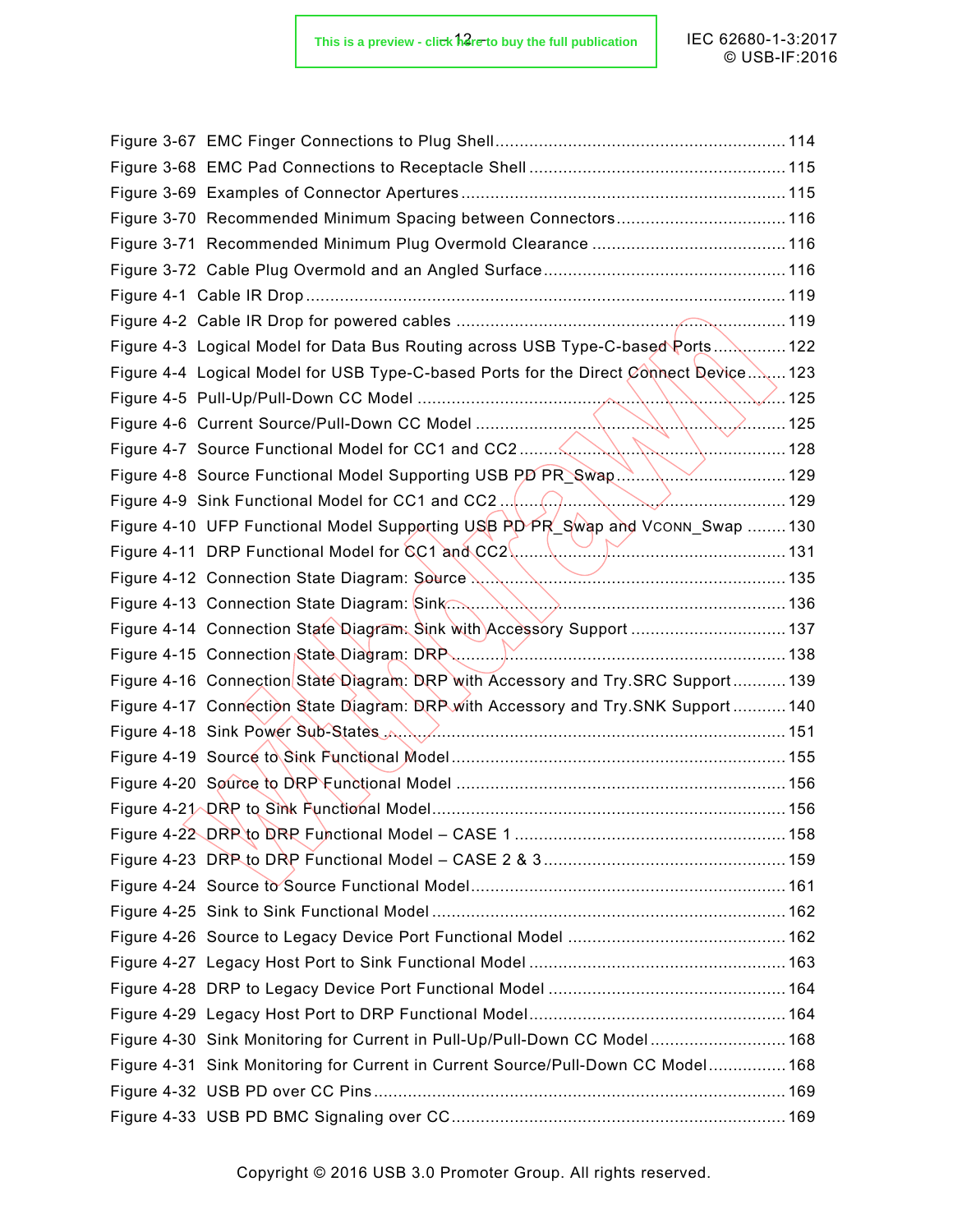Figure 3-67 EMC Finger Connections to Plug Shell ........................................................... 114
Figure 3-68 EMC Pad Connections to Receptacle Shell .................................................... 115
Figure 3-69 Examples of Connector Apertures ................................................................. 115
Figure 3-70 Recommended Minimum Spacing between Connectors .................................. 116
Figure 3-71 Recommended Minimum Plug Overmold Clearance ....................................... 116
Figure 3-72 Cable Plug Overmold and an Angled Surface ................................................. 116
Figure 4-1 Cable IR Drop ................................................................................................. 119
Figure 4-2 Cable IR Drop for powered cables .................................................................. 119
Figure 4-3 Logical Model for Data Bus Routing across USB Type-C-based Ports .............. 122
Figure 4-4 Logical Model for USB Type-C-based Ports for the Direct Connect Device ........ 123
Figure 4-5 Pull-Up/Pull-Down CC Model .......................................................................... 125
Figure 4-6 Current Source/Pull-Down CC Model ............................................................... 125
Figure 4-7 Source Functional Model for CC1 and CC2 ...................................................... 128
Figure 4-8 Source Functional Model Supporting USB PD PR_Swap .................................. 129
Figure 4-9 Sink Functional Model for CC1 and CC2 .......................................................... 129
Figure 4-10 UFP Functional Model Supporting USB PD PR_Swap and VCONN_Swap ........ 130
Figure 4-11 DRP Functional Model for CC1 and CC2 ........................................................ 131
Figure 4-12 Connection State Diagram: Source ................................................................ 135
Figure 4-13 Connection State Diagram: Sink .................................................................... 136
Figure 4-14 Connection State Diagram: Sink with Accessory Support ............................... 137
Figure 4-15 Connection State Diagram: DRP .................................................................... 138
Figure 4-16 Connection State Diagram: DRP with Accessory and Try.SRC Support ........... 139
Figure 4-17 Connection State Diagram: DRP with Accessory and Try.SNK Support ........... 140
Figure 4-18 Sink Power Sub-States .................................................................................. 151
Figure 4-19 Source to Sink Functional Model .................................................................... 155
Figure 4-20 Source to DRP Functional Model ................................................................... 156
Figure 4-21 DRP to Sink Functional Model ........................................................................ 156
Figure 4-22 DRP to DRP Functional Model – CASE 1 ....................................................... 158
Figure 4-23 DRP to DRP Functional Model – CASE 2 & 3 ................................................. 159
Figure 4-24 Source to Source Functional Model ................................................................ 161
Figure 4-25 Sink to Sink Functional Model ........................................................................ 162
Figure 4-26 Source to Legacy Device Port Functional Model ............................................ 162
Figure 4-27 Legacy Host Port to Sink Functional Model .................................................... 163
Figure 4-28 DRP to Legacy Device Port Functional Model ................................................ 164
Figure 4-29 Legacy Host Port to DRP Functional Model .................................................... 164
Figure 4-30 Sink Monitoring for Current in Pull-Up/Pull-Down CC Model ........................... 168
Figure 4-31 Sink Monitoring for Current in Current Source/Pull-Down CC Model ................ 168
Figure 4-32 USB PD over CC Pins .................................................................................... 169
Figure 4-33 USB PD BMC Signaling over CC .................................................................... 169

Copyright © 2016 USB 3.0 Promoter Group. All rights reserved.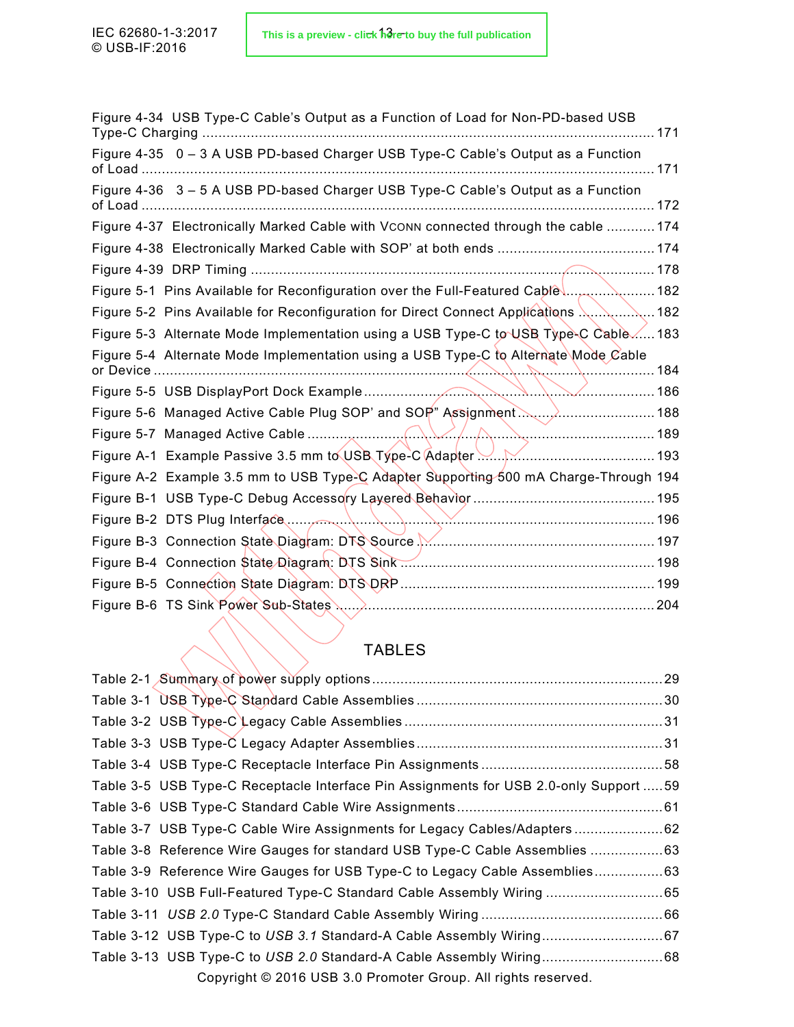Figure 4-34 USB Type-C Cable's Output as a Function of Load for Non-PD-based USB Type-C Charging ..... 171

Figure 4-35 0 – 3 A USB PD-based Charger USB Type-C Cable's Output as a Function of Load ..... 171

Figure 4-36 3 – 5 A USB PD-based Charger USB Type-C Cable's Output as a Function of Load ..... 172

Figure 4-37 Electronically Marked Cable with VCONN connected through the cable ..... 174

Figure 4-38 Electronically Marked Cable with SOP' at both ends ..... 174

Figure 4-39 DRP Timing ..... 178

Figure 5-1 Pins Available for Reconfiguration over the Full-Featured Cable ..... 182

Figure 5-2 Pins Available for Reconfiguration for Direct Connect Applications ..... 182

Figure 5-3 Alternate Mode Implementation using a USB Type-C to USB Type-C Cable ..... 183

Figure 5-4 Alternate Mode Implementation using a USB Type-C to Alternate Mode Cable or Device ..... 184

Figure 5-5 USB DisplayPort Dock Example ..... 186

Figure 5-6 Managed Active Cable Plug SOP' and SOP" Assignment ..... 188

Figure 5-7 Managed Active Cable ..... 189

Figure A-1 Example Passive 3.5 mm to USB Type-C Adapter ..... 193

Figure A-2 Example 3.5 mm to USB Type-C Adapter Supporting 500 mA Charge-Through 194

Figure B-1 USB Type-C Debug Accessory Layered Behavior ..... 195

Figure B-2 DTS Plug Interface ..... 196

Figure B-3 Connection State Diagram: DTS Source ..... 197

Figure B-4 Connection State Diagram: DTS Sink ..... 198

Figure B-5 Connection State Diagram: DTS DRP ..... 199

Figure B-6 TS Sink Power Sub-States ..... 204

## TABLES

Table 2-1 Summary of power supply options ..... 29

Table 3-1 USB Type-C Standard Cable Assemblies ..... 30

Table 3-2 USB Type-C Legacy Cable Assemblies ..... 31

Table 3-3 USB Type-C Legacy Adapter Assemblies ..... 31

Table 3-4 USB Type-C Receptacle Interface Pin Assignments ..... 58

Table 3-5 USB Type-C Receptacle Interface Pin Assignments for USB 2.0-only Support ..... 59

Table 3-6 USB Type-C Standard Cable Wire Assignments ..... 61

Table 3-7 USB Type-C Cable Wire Assignments for Legacy Cables/Adapters ..... 62

Table 3-8 Reference Wire Gauges for standard USB Type-C Cable Assemblies ..... 63

Table 3-9 Reference Wire Gauges for USB Type-C to Legacy Cable Assemblies ..... 63

Table 3-10 USB Full-Featured Type-C Standard Cable Assembly Wiring ..... 65

Table 3-11 *USB 2.0* Type-C Standard Cable Assembly Wiring ..... 66

Table 3-12 USB Type-C to *USB 3.1* Standard-A Cable Assembly Wiring ..... 67

Table 3-13 USB Type-C to *USB 2.0* Standard-A Cable Assembly Wiring ..... 68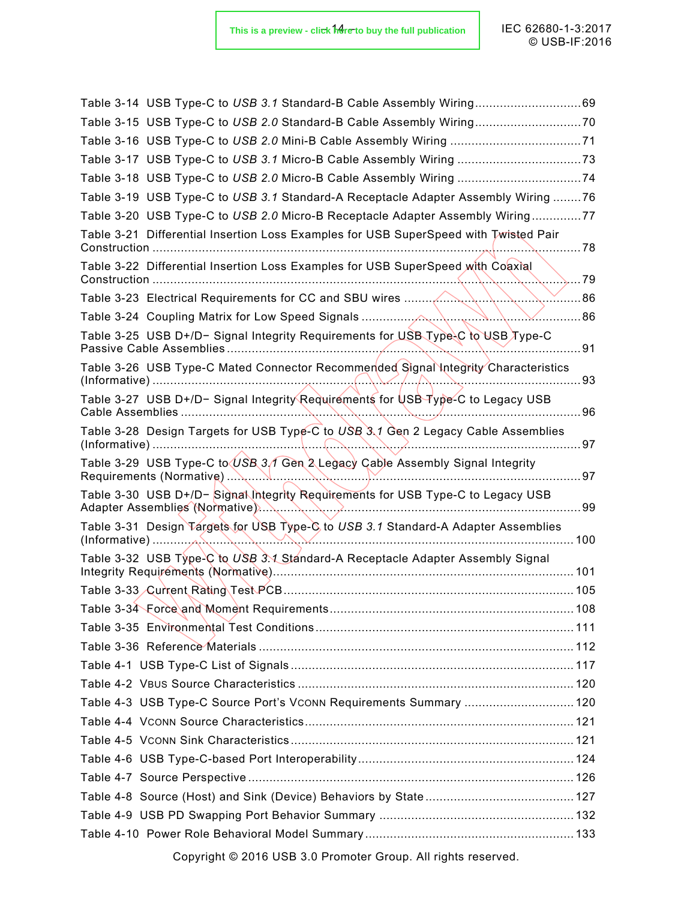Table 3-14 USB Type-C to *USB 3.1* Standard-B Cable Assembly Wiring .............................. 69

Table 3-15 USB Type-C to *USB 2.0* Standard-B Cable Assembly Wiring .............................. 70

Table 3-16 USB Type-C to *USB 2.0* Mini-B Cable Assembly Wiring .................................... 71

Table 3-17 USB Type-C to *USB 3.1* Micro-B Cable Assembly Wiring ................................... 73

Table 3-18 USB Type-C to *USB 2.0* Micro-B Cable Assembly Wiring ................................... 74

Table 3-19 USB Type-C to *USB 3.1* Standard-A Receptacle Adapter Assembly Wiring ........ 76

Table 3-20 USB Type-C to *USB 2.0* Micro-B Receptacle Adapter Assembly Wiring .............. 77

Table 3-21 Differential Insertion Loss Examples for USB SuperSpeed with Twisted Pair Construction ......................................................................................................................... 78

Table 3-22 Differential Insertion Loss Examples for USB SuperSpeed with Coaxial Construction ......................................................................................................................... 79

Table 3-23 Electrical Requirements for CC and SBU wires .................................................. 86

Table 3-24 Coupling Matrix for Low Speed Signals ............................................................. 86

Table 3-25 USB D+/D− Signal Integrity Requirements for USB Type-C to USB Type-C Passive Cable Assemblies .................................................................................................... 91

Table 3-26 USB Type-C Mated Connector Recommended Signal Integrity Characteristics (Informative) ......................................................................................................................... 93

Table 3-27 USB D+/D− Signal Integrity Requirements for USB Type-C to Legacy USB Cable Assemblies ................................................................................................................. 96

Table 3-28 Design Targets for USB Type-C to *USB 3.1* Gen 2 Legacy Cable Assemblies (Informative) ......................................................................................................................... 97

Table 3-29 USB Type-C to *USB 3.1* Gen 2 Legacy Cable Assembly Signal Integrity Requirements (Normative) .................................................................................................... 97

Table 3-30 USB D+/D− Signal Integrity Requirements for USB Type-C to Legacy USB Adapter Assemblies (Normative) .......................................................................................... 99

Table 3-31 Design Targets for USB Type-C to *USB 3.1* Standard-A Adapter Assemblies (Informative) ....................................................................................................................... 100

Table 3-32 USB Type-C to *USB 3.1* Standard-A Receptacle Adapter Assembly Signal Integrity Requirements (Normative) .................................................................................... 101

Table 3-33 Current Rating Test PCB .................................................................................. 105

Table 3-34 Force and Moment Requirements ..................................................................... 108

Table 3-35 Environmental Test Conditions ......................................................................... 111

Table 3-36 Reference Materials ......................................................................................... 112

Table 4-1 USB Type-C List of Signals ................................................................................ 117

Table 4-2 VBUS Source Characteristics ............................................................................. 120

Table 4-3 USB Type-C Source Port's VCONN Requirements Summary ............................... 120

Table 4-4 VCONN Source Characteristics ........................................................................... 121

Table 4-5 VCONN Sink Characteristics ............................................................................... 121

Table 4-6 USB Type-C-based Port Interoperability ............................................................. 124

Table 4-7 Source Perspective ............................................................................................ 126

Table 4-8 Source (Host) and Sink (Device) Behaviors by State .......................................... 127

Table 4-9 USB PD Swapping Port Behavior Summary ....................................................... 132

Table 4-10 Power Role Behavioral Model Summary ........................................................... 133

Copyright © 2016 USB 3.0 Promoter Group. All rights reserved.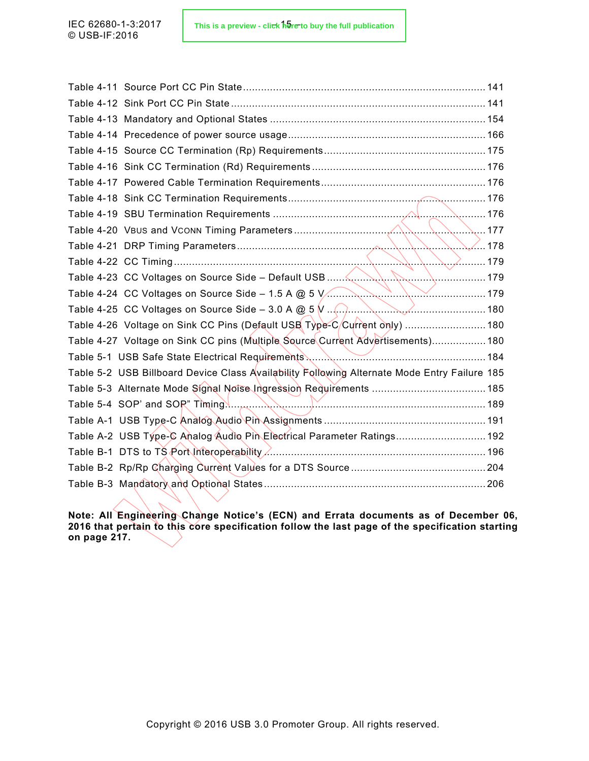Table 4-11 Source Port CC Pin State ........................................................................................ 141
Table 4-12 Sink Port CC Pin State ........................................................................................... 141
Table 4-13 Mandatory and Optional States .............................................................................. 154
Table 4-14 Precedence of power source usage ........................................................................ 166
Table 4-15 Source CC Termination (Rp) Requirements ............................................................ 175
Table 4-16 Sink CC Termination (Rd) Requirements ................................................................ 176
Table 4-17 Powered Cable Termination Requirements ............................................................. 176
Table 4-18 Sink CC Termination Requirements ........................................................................ 176
Table 4-19 SBU Termination Requirements ............................................................................. 176
Table 4-20 VBUS and VCONN Timing Parameters ........................................................................ 177
Table 4-21 DRP Timing Parameters ......................................................................................... 178
Table 4-22 CC Timing ............................................................................................................. 179
Table 4-23 CC Voltages on Source Side – Default USB ............................................................ 179
Table 4-24 CC Voltages on Source Side – 1.5 A @ 5 V ............................................................. 179
Table 4-25 CC Voltages on Source Side – 3.0 A @ 5 V ............................................................. 180
Table 4-26 Voltage on Sink CC Pins (Default USB Type-C Current only) .................................... 180
Table 4-27 Voltage on Sink CC pins (Multiple Source Current Advertisements) .......................... 180
Table 5-1 USB Safe State Electrical Requirements ................................................................... 184
Table 5-2 USB Billboard Device Class Availability Following Alternate Mode Entry Failure 185
Table 5-3 Alternate Mode Signal Noise Ingression Requirements .............................................. 185
Table 5-4 SOP' and SOP" Timing ............................................................................................ 189
Table A-1 USB Type-C Analog Audio Pin Assignments ............................................................. 191
Table A-2 USB Type-C Analog Audio Pin Electrical Parameter Ratings ...................................... 192
Table B-1 DTS to TS Port Interoperability ................................................................................ 196
Table B-2 Rp/Rp Charging Current Values for a DTS Source .................................................... 204
Table B-3 Mandatory and Optional States ................................................................................ 206

**Note: All Engineering Change Notice's (ECN) and Errata documents as of December 06, 2016 that pertain to this core specification follow the last page of the specification starting on page 217.**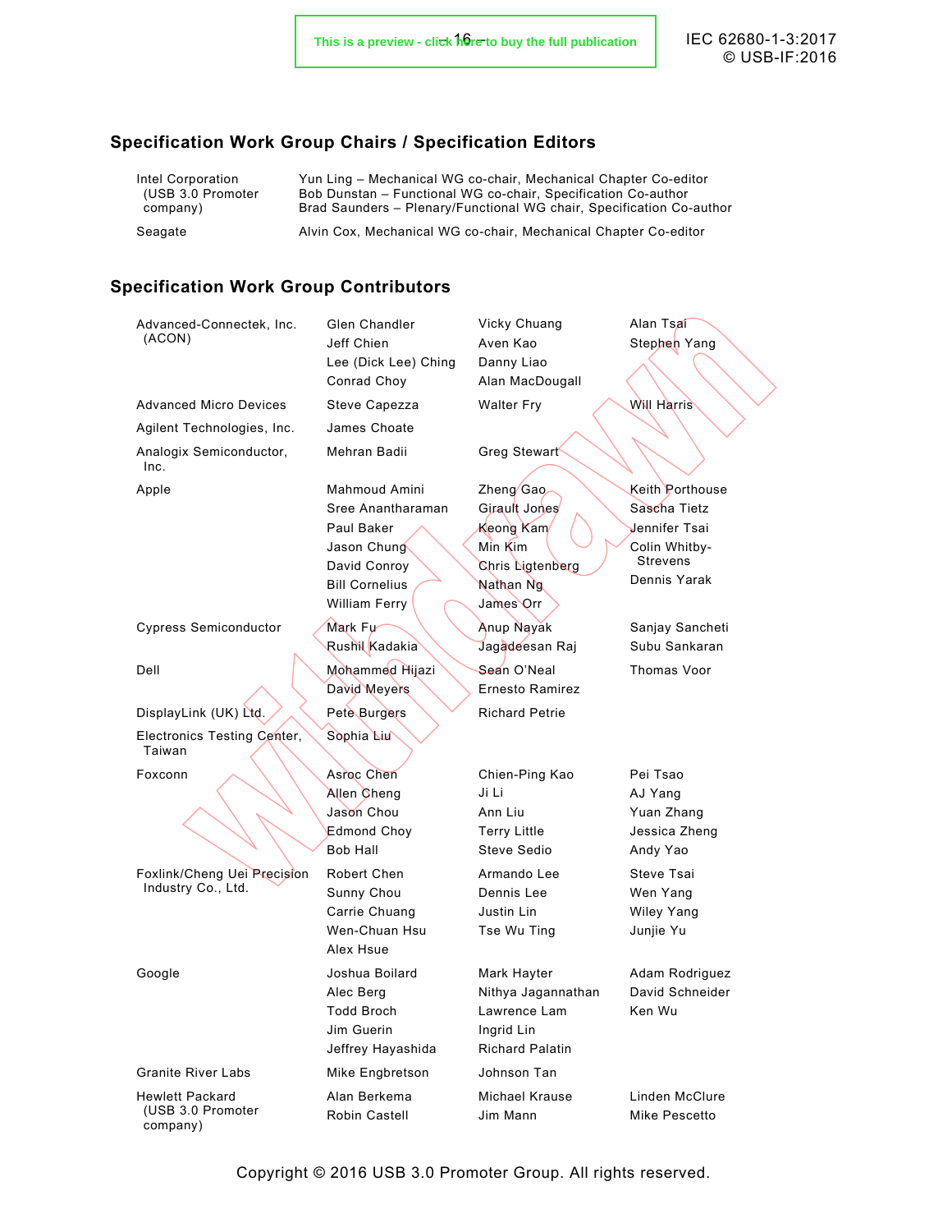## Specification Work Group Chairs / Specification Editors

| | |
|---|---|
| Intel Corporation (USB 3.0 Promoter company) | Yun Ling – Mechanical WG co-chair, Mechanical Chapter Co-editor<br>Bob Dunstan – Functional WG co-chair, Specification Co-author<br>Brad Saunders – Plenary/Functional WG chair, Specification Co-author |
| Seagate | Alvin Cox, Mechanical WG co-chair, Mechanical Chapter Co-editor |

## Specification Work Group Contributors

| | | | |
|---|---|---|---|
| Advanced-Connectek, Inc. (ACON) | Glen Chandler<br>Jeff Chien<br>Lee (Dick Lee) Ching<br>Conrad Choy | Vicky Chuang<br>Aven Kao<br>Danny Liao<br>Alan MacDougall | Alan Tsai<br>Stephen Yang |
| Advanced Micro Devices | Steve Capezza | Walter Fry | Will Harris |
| Agilent Technologies, Inc. | James Choate | | |
| Analogix Semiconductor, Inc. | Mehran Badii | Greg Stewart | |
| Apple | Mahmoud Amini<br>Sree Anantharaman<br>Paul Baker<br>Jason Chung<br>David Conroy<br>Bill Cornelius<br>William Ferry | Zheng Gao<br>Girault Jones<br>Keong Kam<br>Min Kim<br>Chris Ligtenberg<br>Nathan Ng<br>James Orr | Keith Porthouse<br>Sascha Tietz<br>Jennifer Tsai<br>Colin Whitby-Strevens<br>Dennis Yarak |
| Cypress Semiconductor | Mark Fu<br>Rushil Kadakia | Anup Nayak<br>Jagadeesan Raj | Sanjay Sancheti<br>Subu Sankaran |
| Dell | Mohammed Hijazi<br>David Meyers | Sean O'Neal<br>Ernesto Ramirez | Thomas Voor |
| DisplayLink (UK) Ltd. | Pete Burgers | Richard Petrie | |
| Electronics Testing Center, Taiwan | Sophia Liu | | |
| Foxconn | Asroc Chen<br>Allen Cheng<br>Jason Chou<br>Edmond Choy<br>Bob Hall | Chien-Ping Kao<br>Ji Li<br>Ann Liu<br>Terry Little<br>Steve Sedio | Pei Tsao<br>AJ Yang<br>Yuan Zhang<br>Jessica Zheng<br>Andy Yao |
| Foxlink/Cheng Uei Precision Industry Co., Ltd. | Robert Chen<br>Sunny Chou<br>Carrie Chuang<br>Wen-Chuan Hsu<br>Alex Hsue | Armando Lee<br>Dennis Lee<br>Justin Lin<br>Tse Wu Ting | Steve Tsai<br>Wen Yang<br>Wiley Yang<br>Junjie Yu |
| Google | Joshua Boilard<br>Alec Berg<br>Todd Broch<br>Jim Guerin<br>Jeffrey Hayashida | Mark Hayter<br>Nithya Jagannathan<br>Lawrence Lam<br>Ingrid Lin<br>Richard Palatin | Adam Rodriguez<br>David Schneider<br>Ken Wu |
| Granite River Labs | Mike Engbretson | Johnson Tan | |
| Hewlett Packard (USB 3.0 Promoter company) | Alan Berkema<br>Robin Castell | Michael Krause<br>Jim Mann | Linden McClure<br>Mike Pescetto |

Copyright © 2016 USB 3.0 Promoter Group. All rights reserved.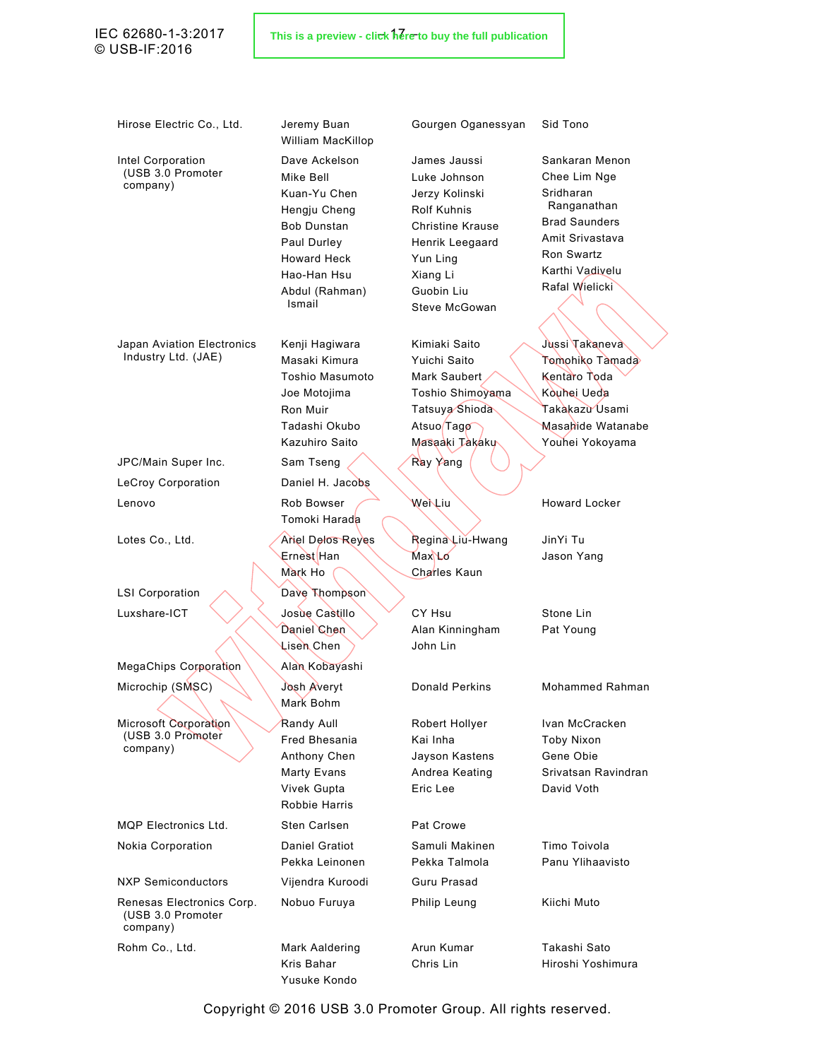| | | | |
|---|---|---|---|
| Hirose Electric Co., Ltd. | Jeremy Buan<br>William MacKillop | Gourgen Oganessyan | Sid Tono |
| Intel Corporation (USB 3.0 Promoter company) | Dave Ackelson<br>Mike Bell<br>Kuan-Yu Chen<br>Hengju Cheng<br>Bob Dunstan<br>Paul Durley<br>Howard Heck<br>Hao-Han Hsu<br>Abdul (Rahman) Ismail | James Jaussi<br>Luke Johnson<br>Jerzy Kolinski<br>Rolf Kuhnis<br>Christine Krause<br>Henrik Leegaard<br>Yun Ling<br>Xiang Li<br>Guobin Liu<br>Steve McGowan | Sankaran Menon<br>Chee Lim Nge<br>Sridharan Ranganathan<br>Brad Saunders<br>Amit Srivastava<br>Ron Swartz<br>Karthi Vadivelu<br>Rafal Wielicki |
| Japan Aviation Electronics Industry Ltd. (JAE) | Kenji Hagiwara<br>Masaki Kimura<br>Toshio Masumoto<br>Joe Motojima<br>Ron Muir<br>Tadashi Okubo<br>Kazuhiro Saito | Kimiaki Saito<br>Yuichi Saito<br>Mark Saubert<br>Toshio Shimoyama<br>Tatsuya Shioda<br>Atsuo Tago<br>Masaaki Takaku | Jussi Takaneva<br>Tomohiko Tamada<br>Kentaro Toda<br>Kouhei Ueda<br>Takakazu Usami<br>Masahide Watanabe<br>Youhei Yokoyama |
| JPC/Main Super Inc. | Sam Tseng | Ray Yang | |
| LeCroy Corporation | Daniel H. Jacobs | | |
| Lenovo | Rob Bowser<br>Tomoki Harada | Wei Liu | Howard Locker |
| Lotes Co., Ltd. | Ariel Delos Reyes<br>Ernest Han<br>Mark Ho | Regina Liu-Hwang<br>Max Lo<br>Charles Kaun | JinYi Tu<br>Jason Yang |
| LSI Corporation | Dave Thompson | | |
| Luxshare-ICT | Josue Castillo<br>Daniel Chen<br>Lisen Chen | CY Hsu<br>Alan Kinningham<br>John Lin | Stone Lin<br>Pat Young |
| MegaChips Corporation | Alan Kobayashi | | |
| Microchip (SMSC) | Josh Averyt<br>Mark Bohm | Donald Perkins | Mohammed Rahman |
| Microsoft Corporation (USB 3.0 Promoter company) | Randy Aull<br>Fred Bhesania<br>Anthony Chen<br>Marty Evans<br>Vivek Gupta<br>Robbie Harris | Robert Hollyer<br>Kai Inha<br>Jayson Kastens<br>Andrea Keating<br>Eric Lee | Ivan McCracken<br>Toby Nixon<br>Gene Obie<br>Srivatsan Ravindran<br>David Voth |
| MQP Electronics Ltd. | Sten Carlsen | Pat Crowe | |
| Nokia Corporation | Daniel Gratiot<br>Pekka Leinonen | Samuli Makinen<br>Pekka Talmola | Timo Toivola<br>Panu Ylihaavisto |
| NXP Semiconductors | Vijendra Kuroodi | Guru Prasad | |
| Renesas Electronics Corp. (USB 3.0 Promoter company) | Nobuo Furuya | Philip Leung | Kiichi Muto |
| Rohm Co., Ltd. | Mark Aaldering<br>Kris Bahar<br>Yusuke Kondo | Arun Kumar<br>Chris Lin | Takashi Sato<br>Hiroshi Yoshimura |

Copyright © 2016 USB 3.0 Promoter Group. All rights reserved.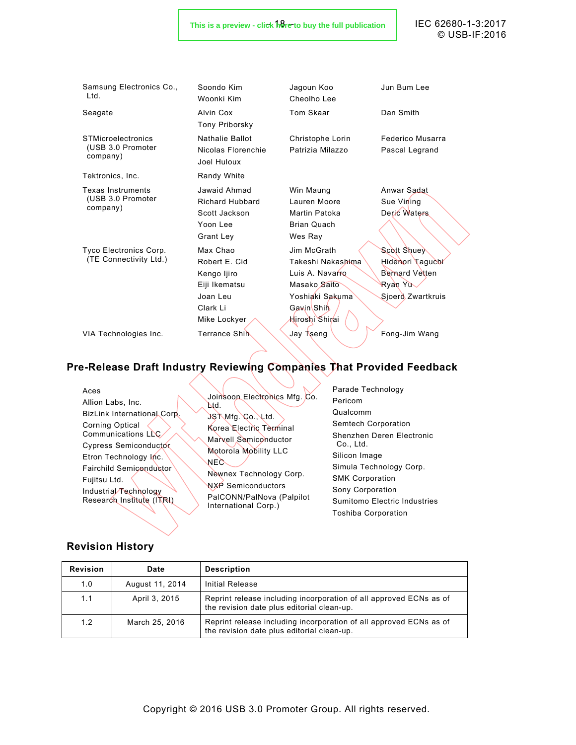| | | | |
|---|---|---|---|
| Samsung Electronics Co., Ltd. | Soondo Kim<br>Woonki Kim | Jagoun Koo<br>Cheolho Lee | Jun Bum Lee |
| Seagate | Alvin Cox<br>Tony Priborsky | Tom Skaar | Dan Smith |
| STMicroelectronics (USB 3.0 Promoter company) | Nathalie Ballot<br>Nicolas Florenchie<br>Joel Huloux | Christophe Lorin<br>Patrizia Milazzo | Federico Musarra<br>Pascal Legrand |
| Tektronics, Inc. | Randy White | | |
| Texas Instruments (USB 3.0 Promoter company) | Jawaid Ahmad<br>Richard Hubbard<br>Scott Jackson<br>Yoon Lee<br>Grant Ley | Win Maung<br>Lauren Moore<br>Martin Patoka<br>Brian Quach<br>Wes Ray | Anwar Sadat<br>Sue Vining<br>Deric Waters |
| Tyco Electronics Corp. (TE Connectivity Ltd.) | Max Chao<br>Robert E. Cid<br>Kengo Ijiro<br>Eiji Ikematsu<br>Joan Leu<br>Clark Li<br>Mike Lockyer | Jim McGrath<br>Takeshi Nakashima<br>Luis A. Navarro<br>Masako Saito<br>Yoshiaki Sakuma<br>Gavin Shih<br>Hiroshi Shirai | Scott Shuey<br>Hidenori Taguchi<br>Bernard Vetten<br>Ryan Yu<br>Sjoerd Zwartkruis |
| VIA Technologies Inc. | Terrance Shih | Jay Tseng | Fong-Jim Wang |

## Pre-Release Draft Industry Reviewing Companies That Provided Feedback

Aces
Allion Labs, Inc.
BizLink International Corp.
Corning Optical Communications LLC
Cypress Semiconductor
Etron Technology Inc.
Fairchild Semiconductor
Fujitsu Ltd.
Industrial Technology Research Institute (ITRI)
Joinsoon Electronics Mfg. Co. Ltd.
JST Mfg. Co., Ltd.
Korea Electric Terminal
Marvell Semiconductor
Motorola Mobility LLC
NEC
Newnex Technology Corp.
NXP Semiconductors
PalCONN/PalNova (Palpilot International Corp.)
Parade Technology
Pericom
Qualcomm
Semtech Corporation
Shenzhen Deren Electronic Co., Ltd.
Silicon Image
Simula Technology Corp.
SMK Corporation
Sony Corporation
Sumitomo Electric Industries
Toshiba Corporation

## Revision History

| Revision | Date | Description |
|---|---|---|
| 1.0 | August 11, 2014 | Initial Release |
| 1.1 | April 3, 2015 | Reprint release including incorporation of all approved ECNs as of the revision date plus editorial clean-up. |
| 1.2 | March 25, 2016 | Reprint release including incorporation of all approved ECNs as of the revision date plus editorial clean-up. |

Copyright © 2016 USB 3.0 Promoter Group. All rights reserved.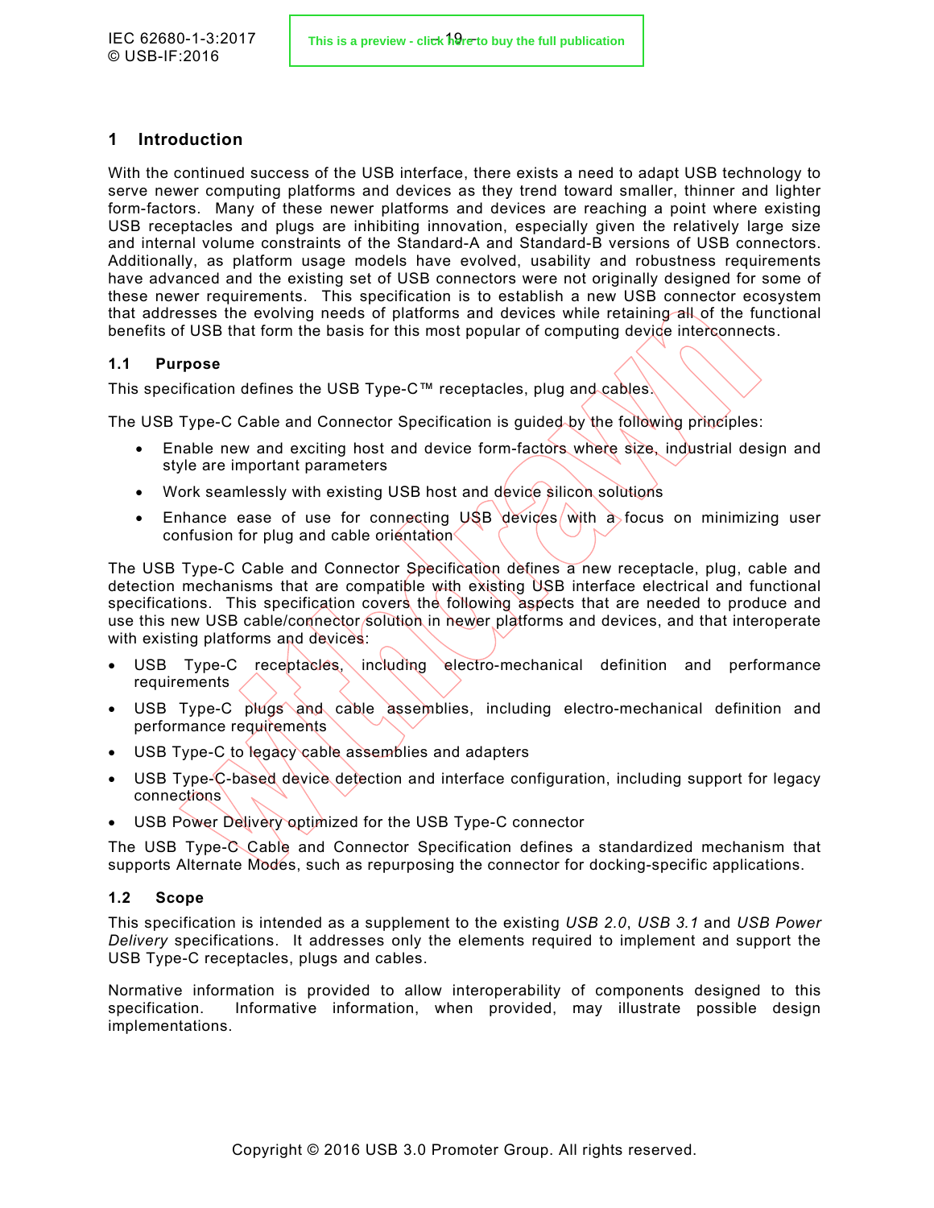# 1 Introduction

With the continued success of the USB interface, there exists a need to adapt USB technology to serve newer computing platforms and devices as they trend toward smaller, thinner and lighter form-factors. Many of these newer platforms and devices are reaching a point where existing USB receptacles and plugs are inhibiting innovation, especially given the relatively large size and internal volume constraints of the Standard-A and Standard-B versions of USB connectors. Additionally, as platform usage models have evolved, usability and robustness requirements have advanced and the existing set of USB connectors were not originally designed for some of these newer requirements. This specification is to establish a new USB connector ecosystem that addresses the evolving needs of platforms and devices while retaining all of the functional benefits of USB that form the basis for this most popular of computing device interconnects.

## 1.1 Purpose

This specification defines the USB Type-C™ receptacles, plug and cables.

The USB Type-C Cable and Connector Specification is guided by the following principles:

- Enable new and exciting host and device form-factors where size, industrial design and style are important parameters
- Work seamlessly with existing USB host and device silicon solutions
- Enhance ease of use for connecting USB devices with a focus on minimizing user confusion for plug and cable orientation

The USB Type-C Cable and Connector Specification defines a new receptacle, plug, cable and detection mechanisms that are compatible with existing USB interface electrical and functional specifications. This specification covers the following aspects that are needed to produce and use this new USB cable/connector solution in newer platforms and devices, and that interoperate with existing platforms and devices:

- USB Type-C receptacles, including electro-mechanical definition and performance requirements
- USB Type-C plugs and cable assemblies, including electro-mechanical definition and performance requirements
- USB Type-C to legacy cable assemblies and adapters
- USB Type-C-based device detection and interface configuration, including support for legacy connections
- USB Power Delivery optimized for the USB Type-C connector

The USB Type-C Cable and Connector Specification defines a standardized mechanism that supports Alternate Modes, such as repurposing the connector for docking-specific applications.

## 1.2 Scope

This specification is intended as a supplement to the existing *USB 2.0*, *USB 3.1* and *USB Power Delivery* specifications. It addresses only the elements required to implement and support the USB Type-C receptacles, plugs and cables.

Normative information is provided to allow interoperability of components designed to this specification. Informative information, when provided, may illustrate possible design implementations.